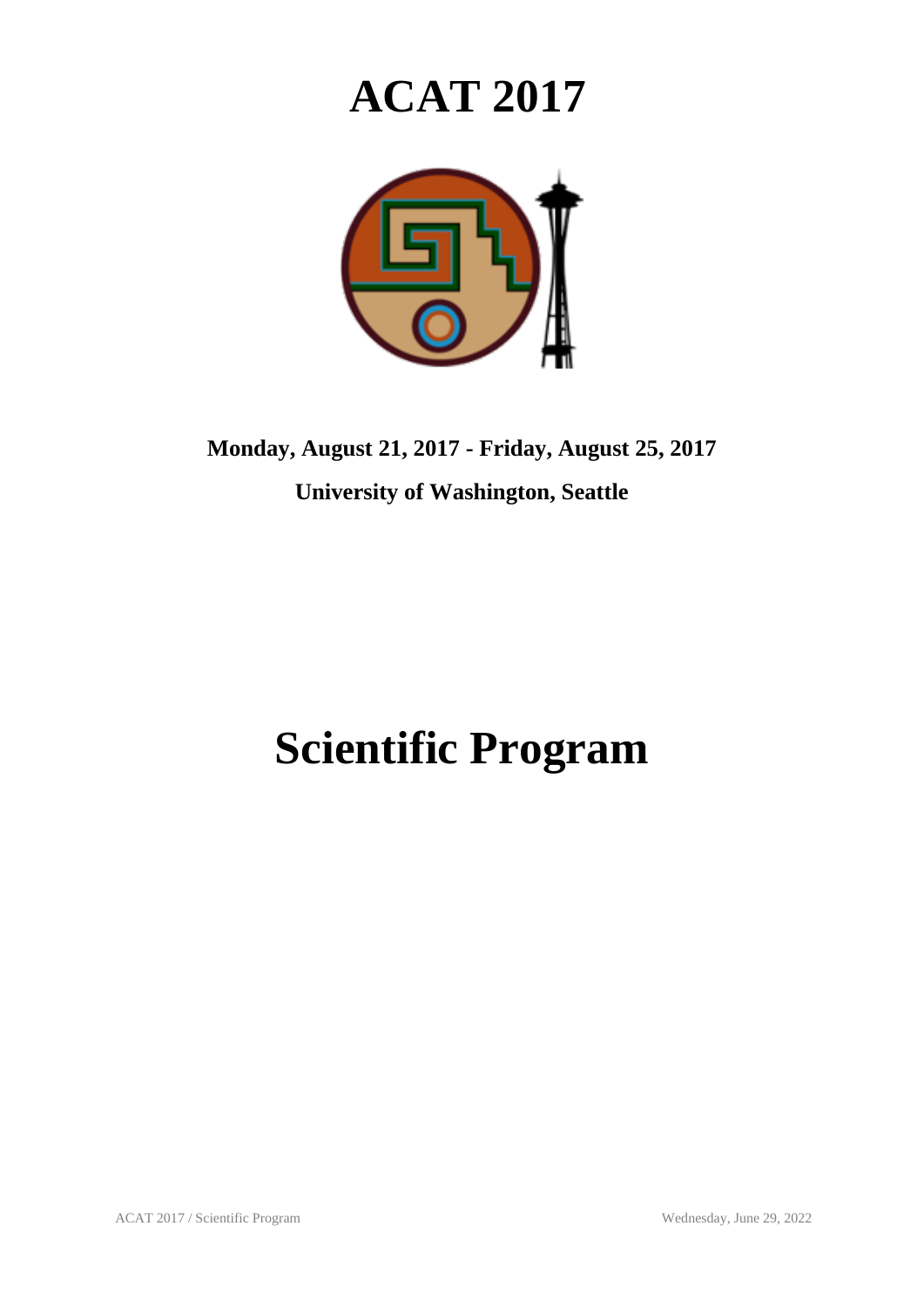# ACAT 2017

**Monday, August 21, 2017 - Friday, August 25, 2017**

**University of Washington, Seattle**

# Scientific Program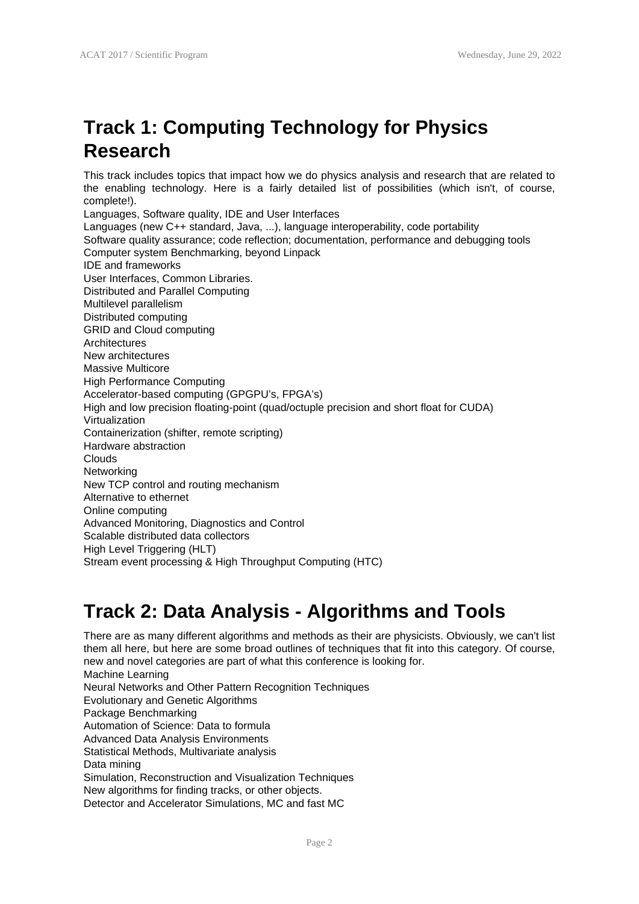# Track 1: Computing Technology for Physics Research

This track includes topics that impact how we do physics analysis and research that are related to the enabling technology. Here is a fairly detailed list of possibilities (which isn't, of course, complete!).
Languages, Software quality, IDE and User Interfaces
Languages (new C++ standard, Java, ...), language interoperability, code portability
Software quality assurance; code reflection; documentation, performance and debugging tools
Computer system Benchmarking, beyond Linpack
IDE and frameworks
User Interfaces, Common Libraries.
Distributed and Parallel Computing
Multilevel parallelism
Distributed computing
GRID and Cloud computing
Architectures
New architectures
Massive Multicore
High Performance Computing
Accelerator-based computing (GPGPU's, FPGA's)
High and low precision floating-point (quad/octuple precision and short float for CUDA)
Virtualization
Containerization (shifter, remote scripting)
Hardware abstraction
Clouds
Networking
New TCP control and routing mechanism
Alternative to ethernet
Online computing
Advanced Monitoring, Diagnostics and Control
Scalable distributed data collectors
High Level Triggering (HLT)
Stream event processing & High Throughput Computing (HTC)

# Track 2: Data Analysis - Algorithms and Tools

There are as many different algorithms and methods as their are physicists. Obviously, we can't list them all here, but here are some broad outlines of techniques that fit into this category. Of course, new and novel categories are part of what this conference is looking for.
Machine Learning
Neural Networks and Other Pattern Recognition Techniques
Evolutionary and Genetic Algorithms
Package Benchmarking
Automation of Science: Data to formula
Advanced Data Analysis Environments
Statistical Methods, Multivariate analysis
Data mining
Simulation, Reconstruction and Visualization Techniques
New algorithms for finding tracks, or other objects.
Detector and Accelerator Simulations, MC and fast MC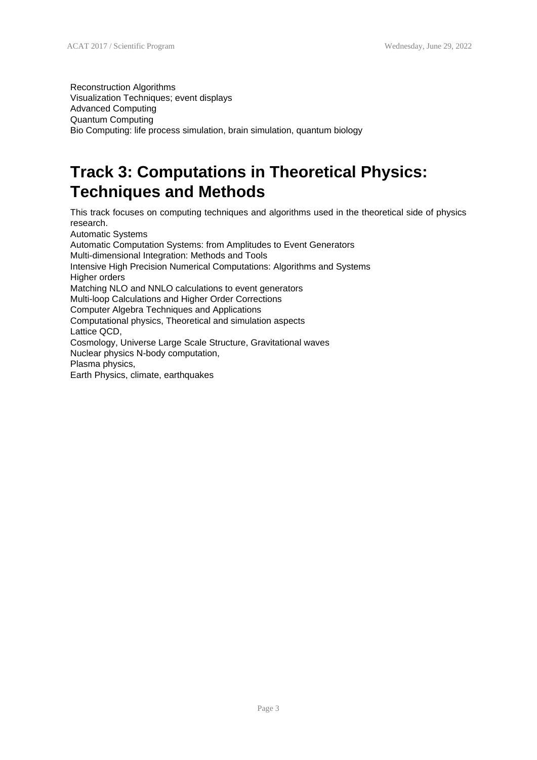Reconstruction Algorithms
Visualization Techniques; event displays
Advanced Computing
Quantum Computing
Bio Computing: life process simulation, brain simulation, quantum biology

# Track 3: Computations in Theoretical Physics: Techniques and Methods

This track focuses on computing techniques and algorithms used in the theoretical side of physics research.
Automatic Systems
Automatic Computation Systems: from Amplitudes to Event Generators
Multi-dimensional Integration: Methods and Tools
Intensive High Precision Numerical Computations: Algorithms and Systems
Higher orders
Matching NLO and NNLO calculations to event generators
Multi-loop Calculations and Higher Order Corrections
Computer Algebra Techniques and Applications
Computational physics, Theoretical and simulation aspects
Lattice QCD,
Cosmology, Universe Large Scale Structure, Gravitational waves
Nuclear physics N-body computation,
Plasma physics,
Earth Physics, climate, earthquakes